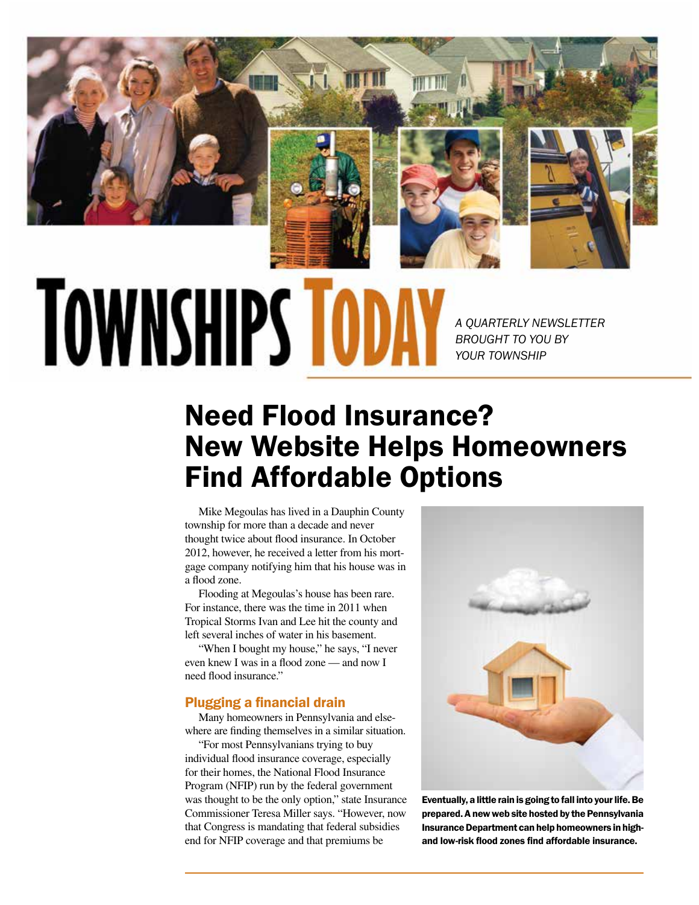# TOWNSHIPS TODAY

*A QUARTERLY NEWSLETTER BROUGHT TO YOU BY YOUR TOWNSHIP*

## Need Flood Insurance? New Website Helps Homeowners Find Affordable Options

Mike Megoulas has lived in a Dauphin County township for more than a decade and never thought twice about flood insurance. In October 2012, however, he received a letter from his mortgage company notifying him that his house was in a flood zone.

Flooding at Megoulas's house has been rare. For instance, there was the time in 2011 when Tropical Storms Ivan and Lee hit the county and left several inches of water in his basement.

"When I bought my house," he says, "I never even knew I was in a flood zone — and now I need flood insurance."

### Plugging a financial drain

Many homeowners in Pennsylvania and elsewhere are finding themselves in a similar situation.

"For most Pennsylvanians trying to buy individual flood insurance coverage, especially for their homes, the National Flood Insurance Program (NFIP) run by the federal government was thought to be the only option," state Insurance Commissioner Teresa Miller says. "However, now that Congress is mandating that federal subsidies end for NFIP coverage and that premiums be

**Eventually, a little rain is going to fall into your life. Be prepared. A new web site hosted by the Pennsylvania Insurance Department can help homeowners in high- and low-risk flood zones find affordable insurance.**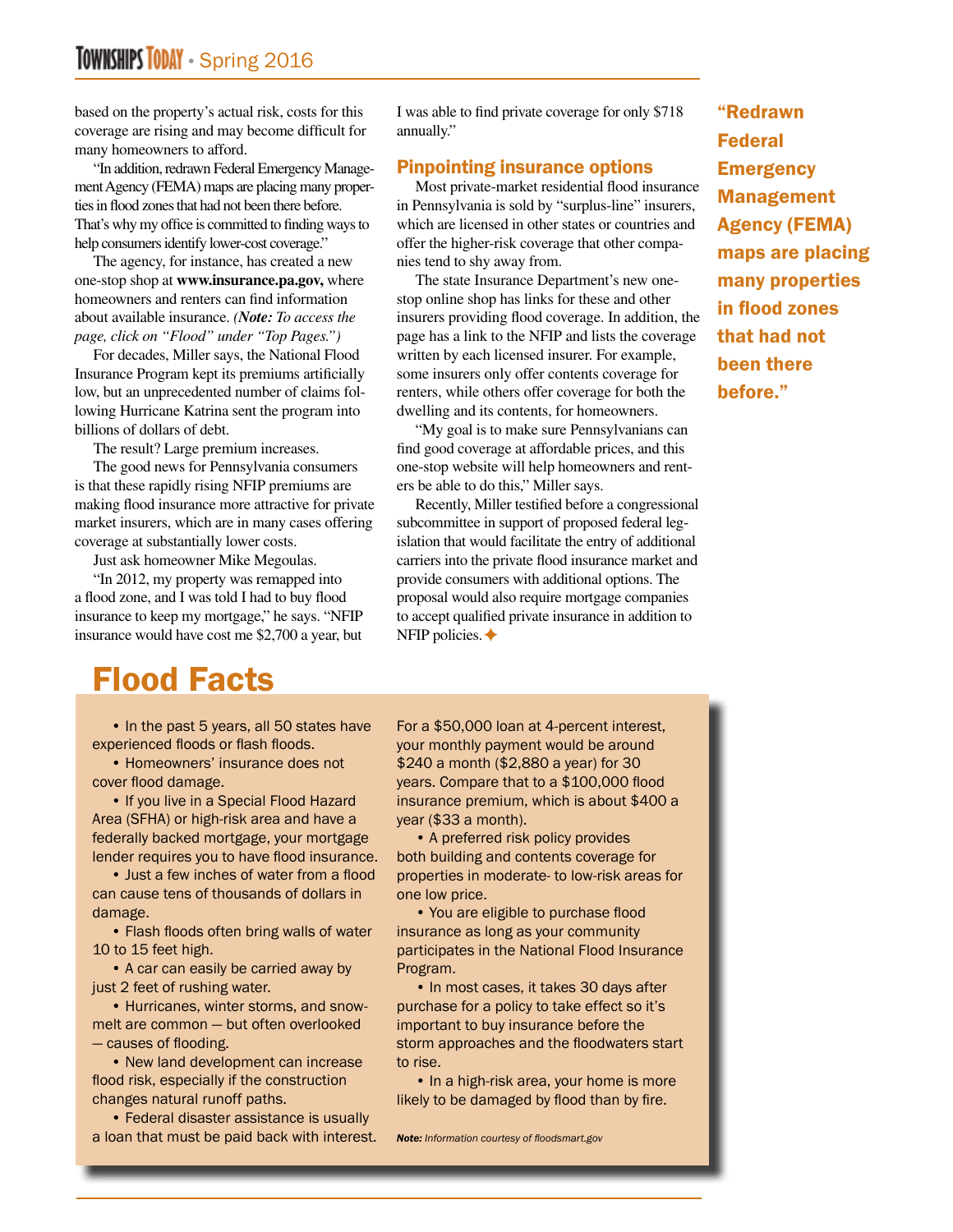based on the property's actual risk, costs for this coverage are rising and may become difficult for many homeowners to afford.

"In addition, redrawn Federal Emergency Management Agency (FEMA) maps are placing many properties in flood zones that had not been there before. That's why my office is committed to finding ways to help consumers identify lower-cost coverage."

The agency, for instance, has created a new one-stop shop at **www.insurance.pa.gov,** where homeowners and renters can find information about available insurance. *(**Note:** To access the page, click on "Flood" under "Top Pages.")*

For decades, Miller says, the National Flood Insurance Program kept its premiums artificially low, but an unprecedented number of claims following Hurricane Katrina sent the program into billions of dollars of debt.

The result? Large premium increases.

The good news for Pennsylvania consumers is that these rapidly rising NFIP premiums are making flood insurance more attractive for private market insurers, which are in many cases offering coverage at substantially lower costs.

Just ask homeowner Mike Megoulas.

"In 2012, my property was remapped into a flood zone, and I was told I had to buy flood insurance to keep my mortgage," he says. "NFIP insurance would have cost me $2,700 a year, but I was able to find private coverage for only $718 annually."

## Pinpointing insurance options

Most private-market residential flood insurance in Pennsylvania is sold by "surplus-line" insurers, which are licensed in other states or countries and offer the higher-risk coverage that other companies tend to shy away from.

The state Insurance Department's new one-stop online shop has links for these and other insurers providing flood coverage. In addition, the page has a link to the NFIP and lists the coverage written by each licensed insurer. For example, some insurers only offer contents coverage for renters, while others offer coverage for both the dwelling and its contents, for homeowners.

"My goal is to make sure Pennsylvanians can find good coverage at affordable prices, and this one-stop website will help homeowners and renters be able to do this," Miller says.

Recently, Miller testified before a congressional subcommittee in support of proposed federal legislation that would facilitate the entry of additional carriers into the private flood insurance market and provide consumers with additional options. The proposal would also require mortgage companies to accept qualified private insurance in addition to NFIP policies.✦

**"Redrawn Federal Emergency Management Agency (FEMA) maps are placing many properties in flood zones that had not been there before."**

# Flood Facts

- In the past 5 years, all 50 states have experienced floods or flash floods.
- Homeowners' insurance does not cover flood damage.
- If you live in a Special Flood Hazard Area (SFHA) or high-risk area and have a federally backed mortgage, your mortgage lender requires you to have flood insurance.
- Just a few inches of water from a flood can cause tens of thousands of dollars in damage.
- Flash floods often bring walls of water 10 to 15 feet high.
- A car can easily be carried away by just 2 feet of rushing water.
- Hurricanes, winter storms, and snowmelt are common — but often overlooked — causes of flooding.
- New land development can increase flood risk, especially if the construction changes natural runoff paths.
- Federal disaster assistance is usually a loan that must be paid back with interest. For a $50,000 loan at 4-percent interest, your monthly payment would be around $240 a month ($2,880 a year) for 30 years. Compare that to a $100,000 flood insurance premium, which is about $400 a year ($33 a month).
- A preferred risk policy provides both building and contents coverage for properties in moderate- to low-risk areas for one low price.
- You are eligible to purchase flood insurance as long as your community participates in the National Flood Insurance Program.
- In most cases, it takes 30 days after purchase for a policy to take effect so it's important to buy insurance before the storm approaches and the floodwaters start to rise.
- In a high-risk area, your home is more likely to be damaged by flood than by fire.

***Note:** Information courtesy of floodsmart.gov*